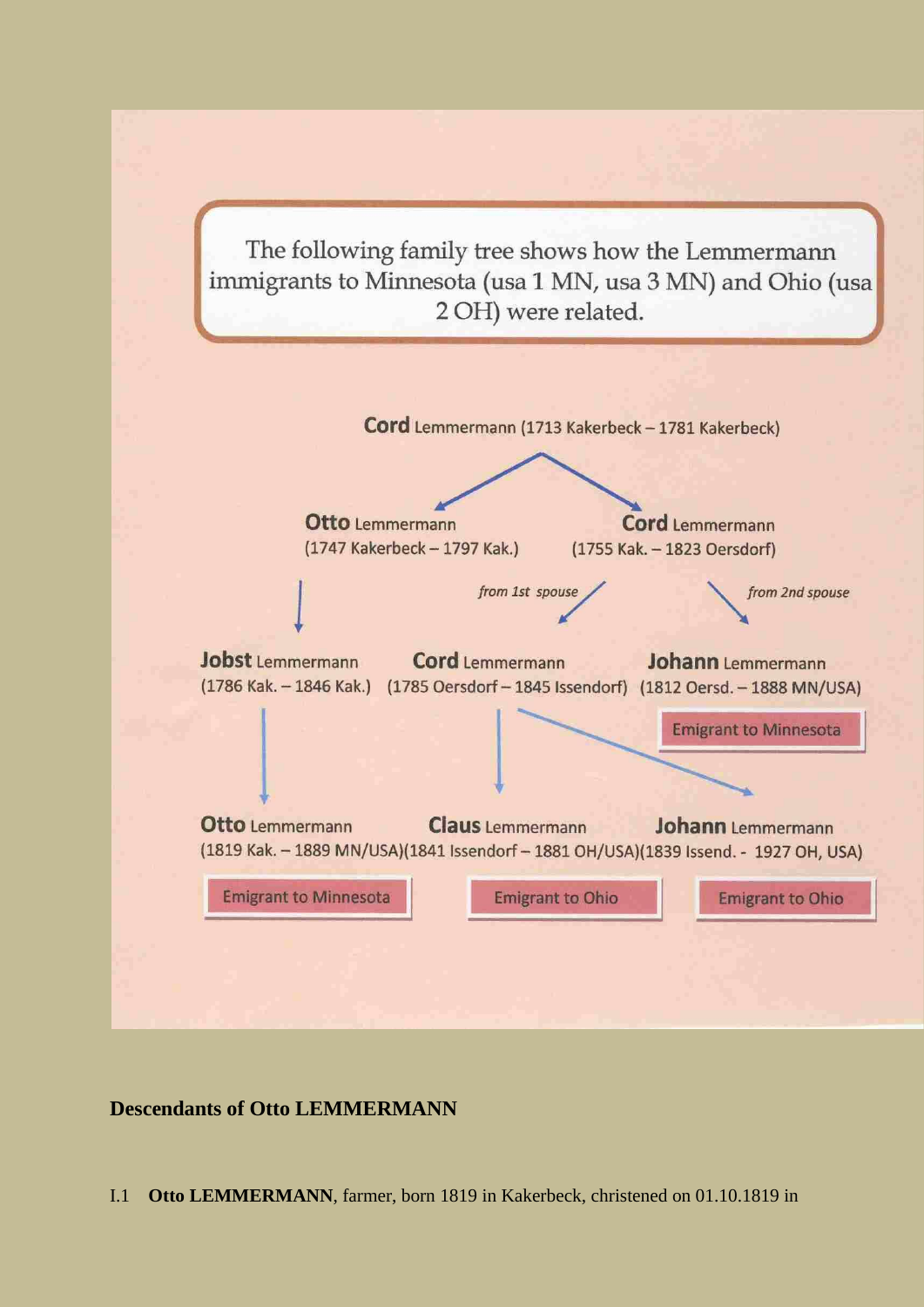The following family tree shows how the Lemmermann immigrants to Minnesota (usa 1 MN, usa 3 MN) and Ohio (usa 2 OH) were related.

**Cord** Lemmermann (1713 Kakerbeck – 1781 Kakerbeck)

**Otto** Lemmermann (1747 Kakerbeck – 1797 Kak.)

**Cord** Lemmermann (1755 Kak. – 1823 Oersdorf)

*from 1st spouse*

*from 2nd spouse*

**Jobst** Lemmermann (1786 Kak. – 1846 Kak.)

**Cord** Lemmermann (1785 Oersdorf – 1845 Issendorf)

**Johann** Lemmermann (1812 Oersd. – 1888 MN/USA)

Emigrant to Minnesota

**Otto** Lemmermann (1819 Kak. – 1889 MN/USA)

Emigrant to Minnesota

**Claus** Lemmermann (1841 Issendorf – 1881 OH/USA)

Emigrant to Ohio

**Johann** Lemmermann (1839 Issend. - 1927 OH, USA)

Emigrant to Ohio

**Descendants of Otto LEMMERMANN**

I.1 **Otto LEMMERMANN**, farmer, born 1819 in Kakerbeck, christened on 01.10.1819 in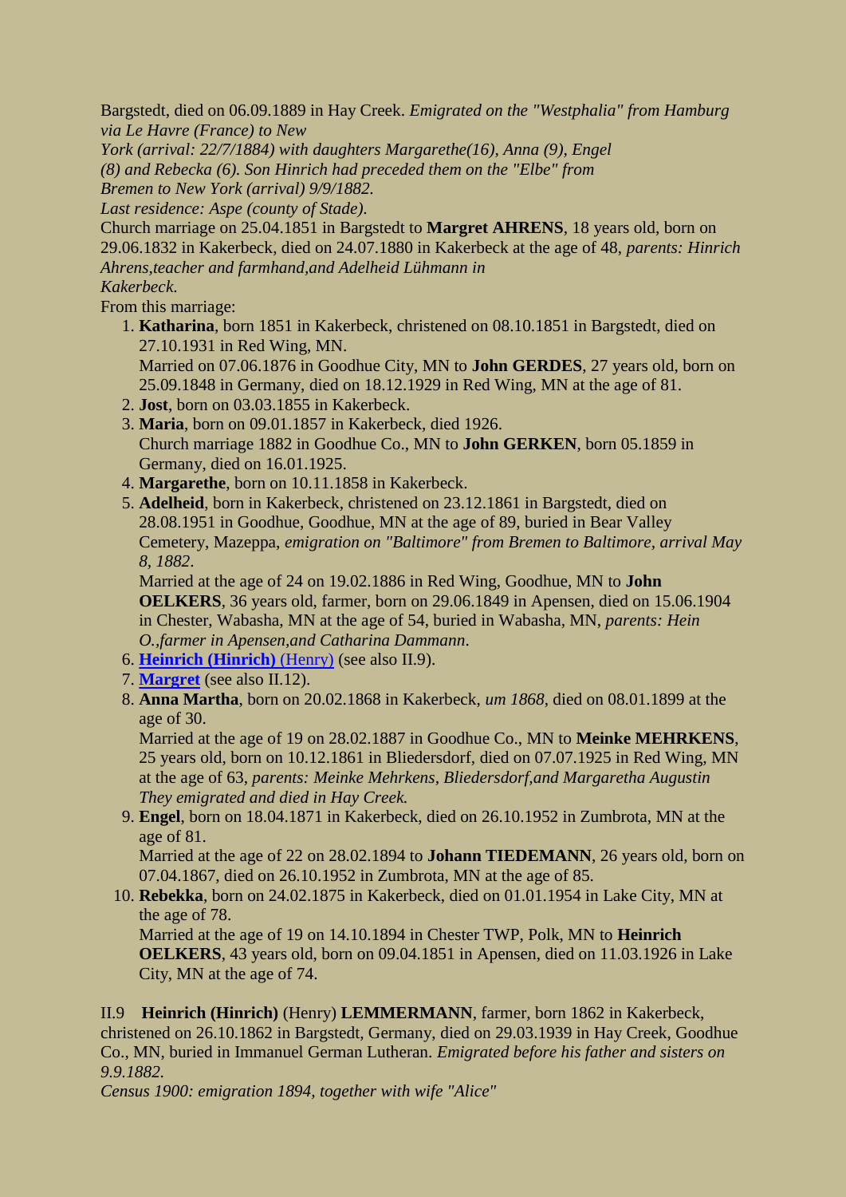Bargstedt, died on 06.09.1889 in Hay Creek. *Emigrated on the "Westphalia" from Hamburg via Le Havre (France) to New York (arrival: 22/7/1884) with daughters Margarethe(16), Anna (9), Engel (8) and Rebecka (6). Son Hinrich had preceded them on the "Elbe" from Bremen to New York (arrival) 9/9/1882.*
*Last residence: Aspe (county of Stade).*
Church marriage on 25.04.1851 in Bargstedt to **Margret AHRENS**, 18 years old, born on 29.06.1832 in Kakerbeck, died on 24.07.1880 in Kakerbeck at the age of 48, *parents: Hinrich Ahrens,teacher and farmhand,and Adelheid Lühmann in Kakerbeck*.
From this marriage:

1. **Katharina**, born 1851 in Kakerbeck, christened on 08.10.1851 in Bargstedt, died on 27.10.1931 in Red Wing, MN.
   Married on 07.06.1876 in Goodhue City, MN to **John GERDES**, 27 years old, born on 25.09.1848 in Germany, died on 18.12.1929 in Red Wing, MN at the age of 81.
2. **Jost**, born on 03.03.1855 in Kakerbeck.
3. **Maria**, born on 09.01.1857 in Kakerbeck, died 1926.
   Church marriage 1882 in Goodhue Co., MN to **John GERKEN**, born 05.1859 in Germany, died on 16.01.1925.
4. **Margarethe**, born on 10.11.1858 in Kakerbeck.
5. **Adelheid**, born in Kakerbeck, christened on 23.12.1861 in Bargstedt, died on 28.08.1951 in Goodhue, Goodhue, MN at the age of 89, buried in Bear Valley Cemetery, Mazeppa, *emigration on "Baltimore" from Bremen to Baltimore, arrival May 8, 1882*.
   Married at the age of 24 on 19.02.1886 in Red Wing, Goodhue, MN to **John OELKERS**, 36 years old, farmer, born on 29.06.1849 in Apensen, died on 15.06.1904 in Chester, Wabasha, MN at the age of 54, buried in Wabasha, MN, *parents: Hein O.,farmer in Apensen,and Catharina Dammann*.
6. **Heinrich (Hinrich)** (Henry) (see also II.9).
7. **Margret** (see also II.12).
8. **Anna Martha**, born on 20.02.1868 in Kakerbeck, *um 1868*, died on 08.01.1899 at the age of 30.
   Married at the age of 19 on 28.02.1887 in Goodhue Co., MN to **Meinke MEHRKENS**, 25 years old, born on 10.12.1861 in Bliedersdorf, died on 07.07.1925 in Red Wing, MN at the age of 63, *parents: Meinke Mehrkens, Bliedersdorf,and Margaretha Augustin They emigrated and died in Hay Creek.*
9. **Engel**, born on 18.04.1871 in Kakerbeck, died on 26.10.1952 in Zumbrota, MN at the age of 81.
   Married at the age of 22 on 28.02.1894 to **Johann TIEDEMANN**, 26 years old, born on 07.04.1867, died on 26.10.1952 in Zumbrota, MN at the age of 85.
10. **Rebekka**, born on 24.02.1875 in Kakerbeck, died on 01.01.1954 in Lake City, MN at the age of 78.
    Married at the age of 19 on 14.10.1894 in Chester TWP, Polk, MN to **Heinrich OELKERS**, 43 years old, born on 09.04.1851 in Apensen, died on 11.03.1926 in Lake City, MN at the age of 74.

II.9 **Heinrich (Hinrich)** (Henry) **LEMMERMANN**, farmer, born 1862 in Kakerbeck, christened on 26.10.1862 in Bargstedt, Germany, died on 29.03.1939 in Hay Creek, Goodhue Co., MN, buried in Immanuel German Lutheran. *Emigrated before his father and sisters on 9.9.1882.*
*Census 1900: emigration 1894, together with wife "Alice"*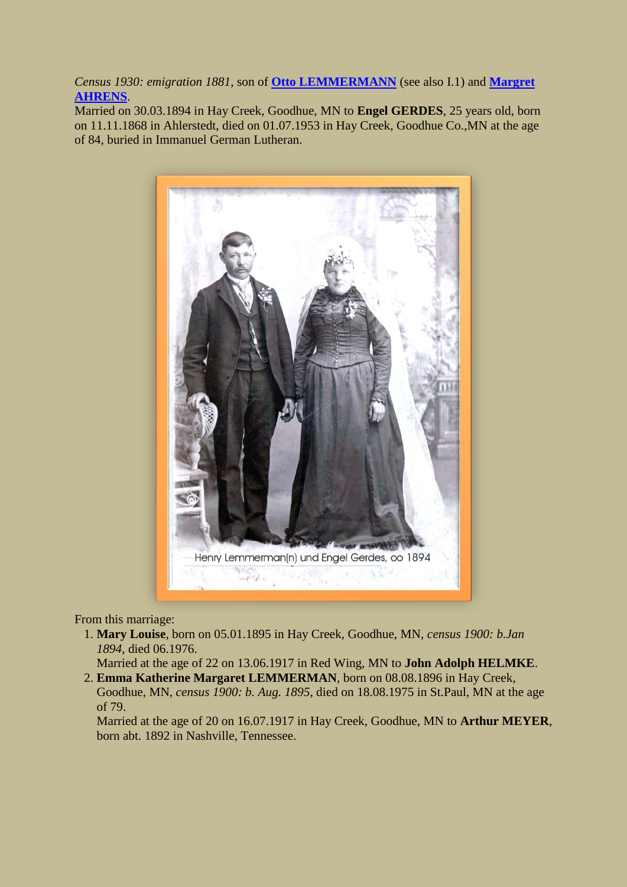*Census 1930: emigration 1881*, son of **Otto LEMMERMANN** (see also I.1) and **Margret AHRENS**.
Married on 30.03.1894 in Hay Creek, Goodhue, MN to **Engel GERDES**, 25 years old, born on 11.11.1868 in Ahlerstedt, died on 01.07.1953 in Hay Creek, Goodhue Co.,MN at the age of 84, buried in Immanuel German Lutheran.

Henry Lemmerman(n) und Engel Gerdes, oo 1894

From this marriage:

1. **Mary Louise**, born on 05.01.1895 in Hay Creek, Goodhue, MN, *census 1900: b.Jan 1894*, died 06.1976.
   Married at the age of 22 on 13.06.1917 in Red Wing, MN to **John Adolph HELMKE**.
2. **Emma Katherine Margaret LEMMERMAN**, born on 08.08.1896 in Hay Creek, Goodhue, MN, *census 1900: b. Aug. 1895*, died on 18.08.1975 in St.Paul, MN at the age of 79.
   Married at the age of 20 on 16.07.1917 in Hay Creek, Goodhue, MN to **Arthur MEYER**, born abt. 1892 in Nashville, Tennessee.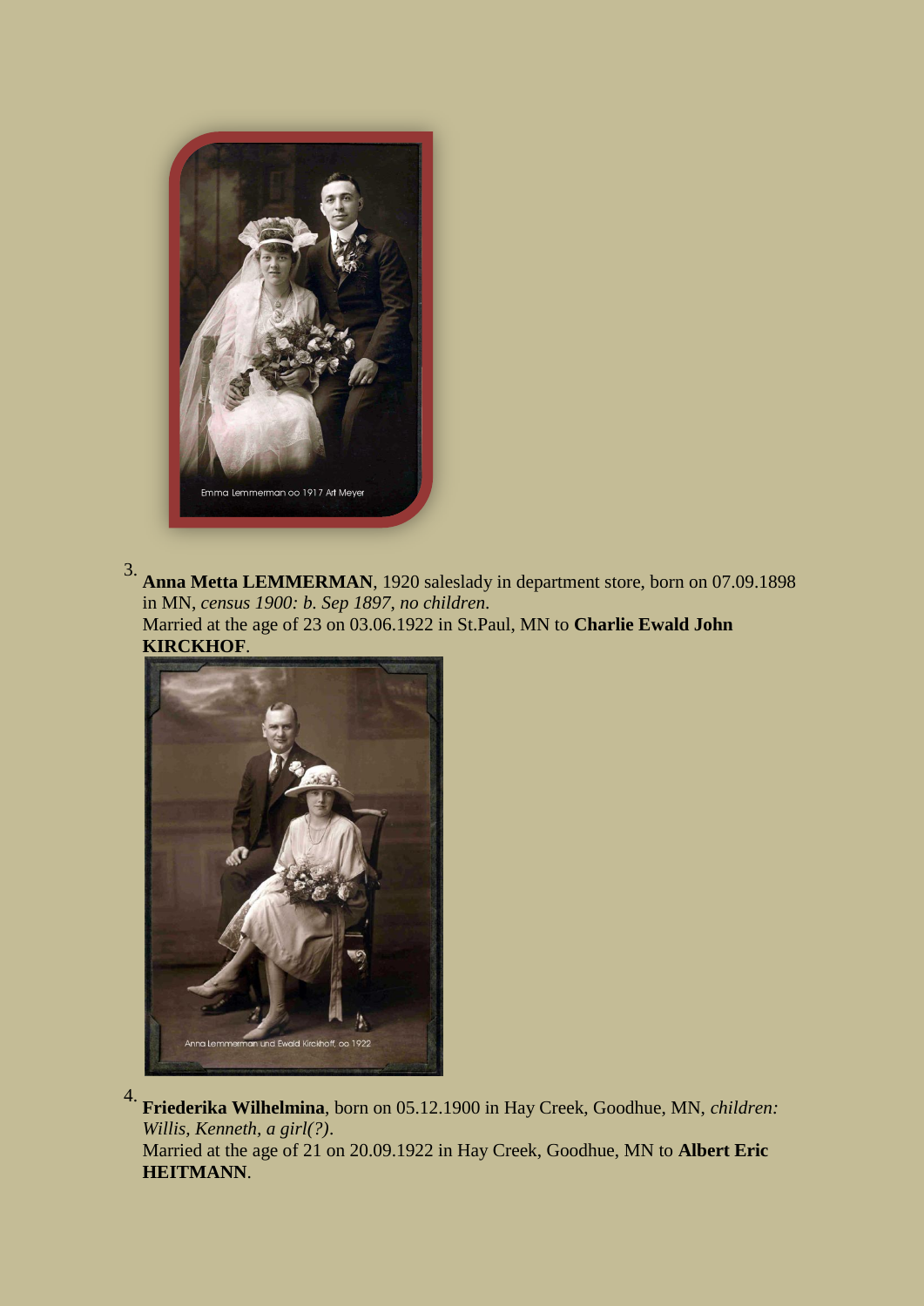Emma Lemmerman oo 1917 Art Meyer

3. **Anna Metta LEMMERMAN**, 1920 saleslady in department store, born on 07.09.1898 in MN, *census 1900: b. Sep 1897, no children*.
Married at the age of 23 on 03.06.1922 in St.Paul, MN to **Charlie Ewald John KIRCKHOF**.

Anna Lemmerman und Ewald Kirckhoff, oo 1922

4. **Friederika Wilhelmina**, born on 05.12.1900 in Hay Creek, Goodhue, MN, *children: Willis, Kenneth, a girl(?)*.
Married at the age of 21 on 20.09.1922 in Hay Creek, Goodhue, MN to **Albert Eric HEITMANN**.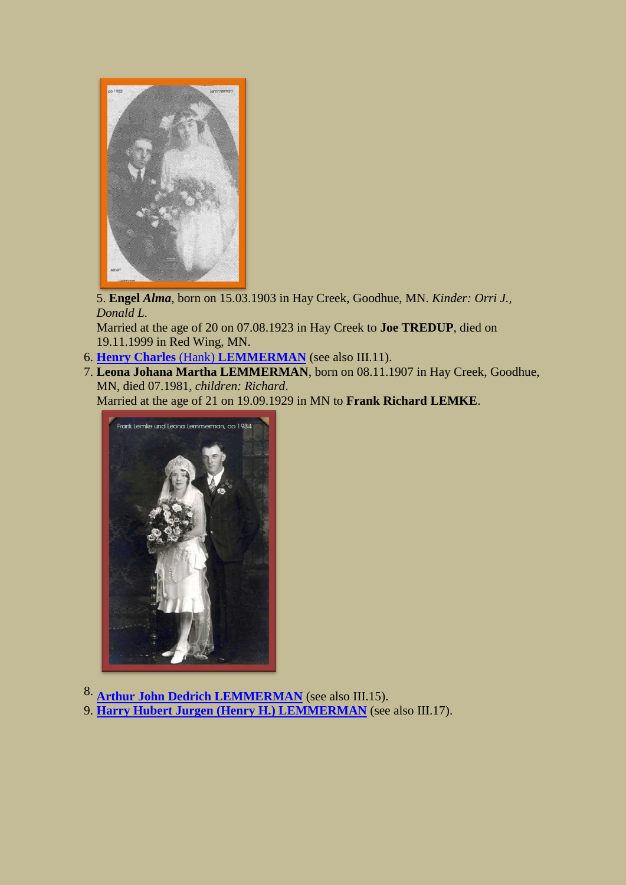5. **Engel** ***Alma***, born on 15.03.1903 in Hay Creek, Goodhue, MN. *Kinder: Orri J., Donald L.*
   Married at the age of 20 on 07.08.1923 in Hay Creek to **Joe TREDUP**, died on 19.11.1999 in Red Wing, MN.
6. **Henry Charles** (Hank) **LEMMERMAN** (see also III.11).
7. **Leona Johana Martha LEMMERMAN**, born on 08.11.1907 in Hay Creek, Goodhue, MN, died 07.1981, *children: Richard*.
   Married at the age of 21 on 19.09.1929 in MN to **Frank Richard LEMKE**.

Frank Lemke und Leona Lemmerman, oo 1934

8. **Arthur John Dedrich LEMMERMAN** (see also III.15).
9. **Harry Hubert Jurgen (Henry H.) LEMMERMAN** (see also III.17).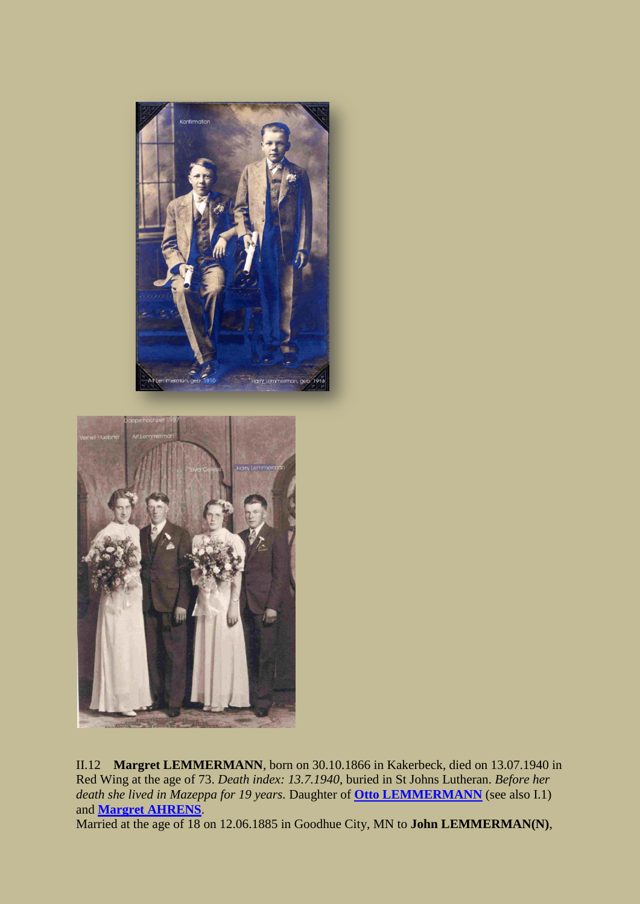II.12 **Margret LEMMERMANN**, born on 30.10.1866 in Kakerbeck, died on 13.07.1940 in Red Wing at the age of 73. *Death index: 13.7.1940*, buried in St Johns Lutheran. *Before her death she lived in Mazeppa for 19 years.* Daughter of **Otto LEMMERMANN** (see also I.1) and **Margret AHRENS**.

Married at the age of 18 on 12.06.1885 in Goodhue City, MN to **John LEMMERMAN(N)**,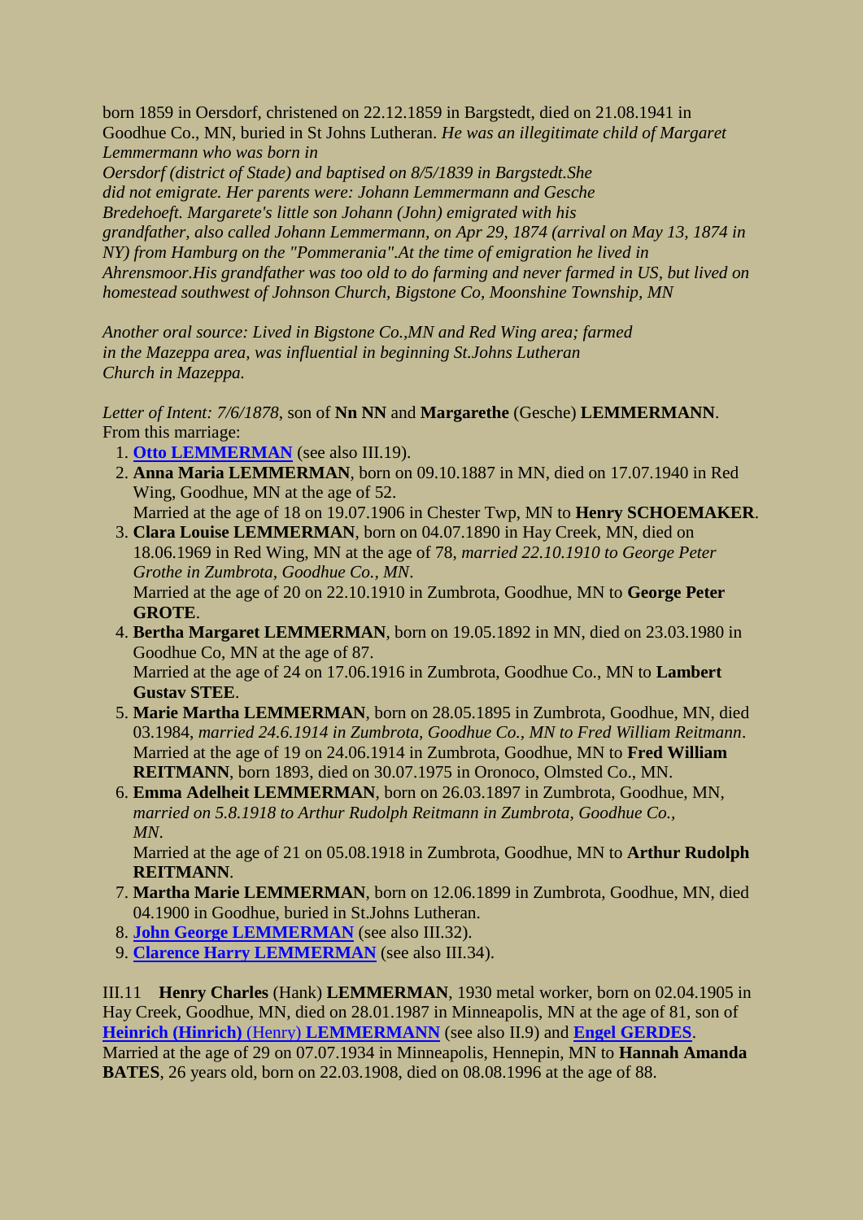born 1859 in Oersdorf, christened on 22.12.1859 in Bargstedt, died on 21.08.1941 in Goodhue Co., MN, buried in St Johns Lutheran. *He was an illegitimate child of Margaret Lemmermann who was born in Oersdorf (district of Stade) and baptised on 8/5/1839 in Bargstedt.She did not emigrate. Her parents were: Johann Lemmermann and Gesche Bredehoeft. Margarete's little son Johann (John) emigrated with his grandfather, also called Johann Lemmermann, on Apr 29, 1874 (arrival on May 13, 1874 in NY) from Hamburg on the "Pommerania".At the time of emigration he lived in Ahrensmoor.His grandfather was too old to do farming and never farmed in US, but lived on homestead southwest of Johnson Church, Bigstone Co, Moonshine Township, MN*

*Another oral source: Lived in Bigstone Co.,MN and Red Wing area; farmed in the Mazeppa area, was influential in beginning St.Johns Lutheran Church in Mazeppa.*

*Letter of Intent: 7/6/1878*, son of **Nn NN** and **Margarethe** (Gesche) **LEMMERMANN**. From this marriage:

1. **Otto LEMMERMAN** (see also III.19).
2. **Anna Maria LEMMERMAN**, born on 09.10.1887 in MN, died on 17.07.1940 in Red Wing, Goodhue, MN at the age of 52.
   Married at the age of 18 on 19.07.1906 in Chester Twp, MN to **Henry SCHOEMAKER**.
3. **Clara Louise LEMMERMAN**, born on 04.07.1890 in Hay Creek, MN, died on 18.06.1969 in Red Wing, MN at the age of 78, *married 22.10.1910 to George Peter Grothe in Zumbrota, Goodhue Co., MN*.
   Married at the age of 20 on 22.10.1910 in Zumbrota, Goodhue, MN to **George Peter GROTE**.
4. **Bertha Margaret LEMMERMAN**, born on 19.05.1892 in MN, died on 23.03.1980 in Goodhue Co, MN at the age of 87.
   Married at the age of 24 on 17.06.1916 in Zumbrota, Goodhue Co., MN to **Lambert Gustav STEE**.
5. **Marie Martha LEMMERMAN**, born on 28.05.1895 in Zumbrota, Goodhue, MN, died 03.1984, *married 24.6.1914 in Zumbrota, Goodhue Co., MN to Fred William Reitmann*.
   Married at the age of 19 on 24.06.1914 in Zumbrota, Goodhue, MN to **Fred William REITMANN**, born 1893, died on 30.07.1975 in Oronoco, Olmsted Co., MN.
6. **Emma Adelheit LEMMERMAN**, born on 26.03.1897 in Zumbrota, Goodhue, MN, *married on 5.8.1918 to Arthur Rudolph Reitmann in Zumbrota, Goodhue Co., MN*.
   Married at the age of 21 on 05.08.1918 in Zumbrota, Goodhue, MN to **Arthur Rudolph REITMANN**.
7. **Martha Marie LEMMERMAN**, born on 12.06.1899 in Zumbrota, Goodhue, MN, died 04.1900 in Goodhue, buried in St.Johns Lutheran.
8. **John George LEMMERMAN** (see also III.32).
9. **Clarence Harry LEMMERMAN** (see also III.34).

III.11 **Henry Charles** (Hank) **LEMMERMAN**, 1930 metal worker, born on 02.04.1905 in Hay Creek, Goodhue, MN, died on 28.01.1987 in Minneapolis, MN at the age of 81, son of **Heinrich (Hinrich)** (Henry) **LEMMERMANN** (see also II.9) and **Engel GERDES**. Married at the age of 29 on 07.07.1934 in Minneapolis, Hennepin, MN to **Hannah Amanda BATES**, 26 years old, born on 22.03.1908, died on 08.08.1996 at the age of 88.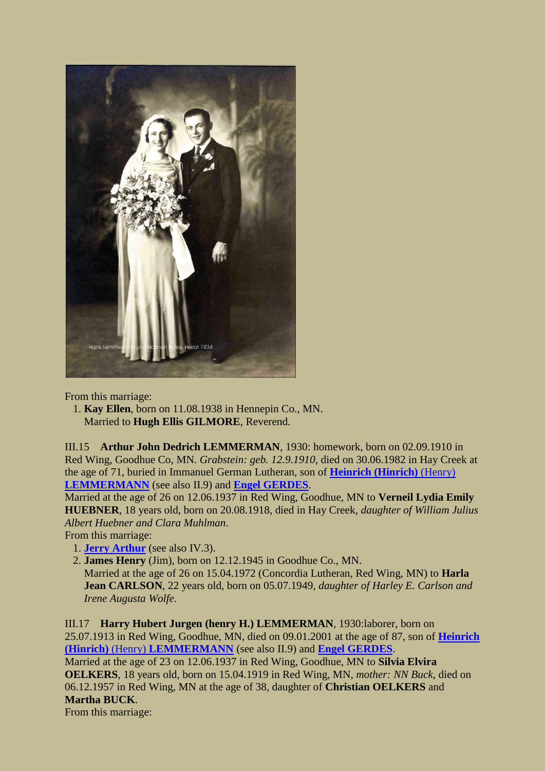From this marriage:

1. **Kay Ellen**, born on 11.08.1938 in Hennepin Co., MN.
   Married to **Hugh Ellis GILMORE**, Reverend.

III.15 **Arthur John Dedrich LEMMERMAN**, 1930: homework, born on 02.09.1910 in Red Wing, Goodhue Co, MN. *Grabstein: geb. 12.9.1910*, died on 30.06.1982 in Hay Creek at the age of 71, buried in Immanuel German Lutheran, son of **Heinrich (Hinrich)** (Henry) **LEMMERMANN** (see also II.9) and **Engel GERDES**.
Married at the age of 26 on 12.06.1937 in Red Wing, Goodhue, MN to **Verneil Lydia Emily HUEBNER**, 18 years old, born on 20.08.1918, died in Hay Creek, *daughter of William Julius Albert Huebner and Clara Muhlman*.
From this marriage:

1. **Jerry Arthur** (see also IV.3).
2. **James Henry** (Jim), born on 12.12.1945 in Goodhue Co., MN.
   Married at the age of 26 on 15.04.1972 (Concordia Lutheran, Red Wing, MN) to **Harla Jean CARLSON**, 22 years old, born on 05.07.1949, *daughter of Harley E. Carlson and Irene Augusta Wolfe*.

III.17 **Harry Hubert Jurgen (henry H.) LEMMERMAN**, 1930:laborer, born on 25.07.1913 in Red Wing, Goodhue, MN, died on 09.01.2001 at the age of 87, son of **Heinrich (Hinrich)** (Henry) **LEMMERMANN** (see also II.9) and **Engel GERDES**.
Married at the age of 23 on 12.06.1937 in Red Wing, Goodhue, MN to **Silvia Elvira OELKERS**, 18 years old, born on 15.04.1919 in Red Wing, MN, *mother: NN Buck*, died on 06.12.1957 in Red Wing, MN at the age of 38, daughter of **Christian OELKERS** and **Martha BUCK**.
From this marriage: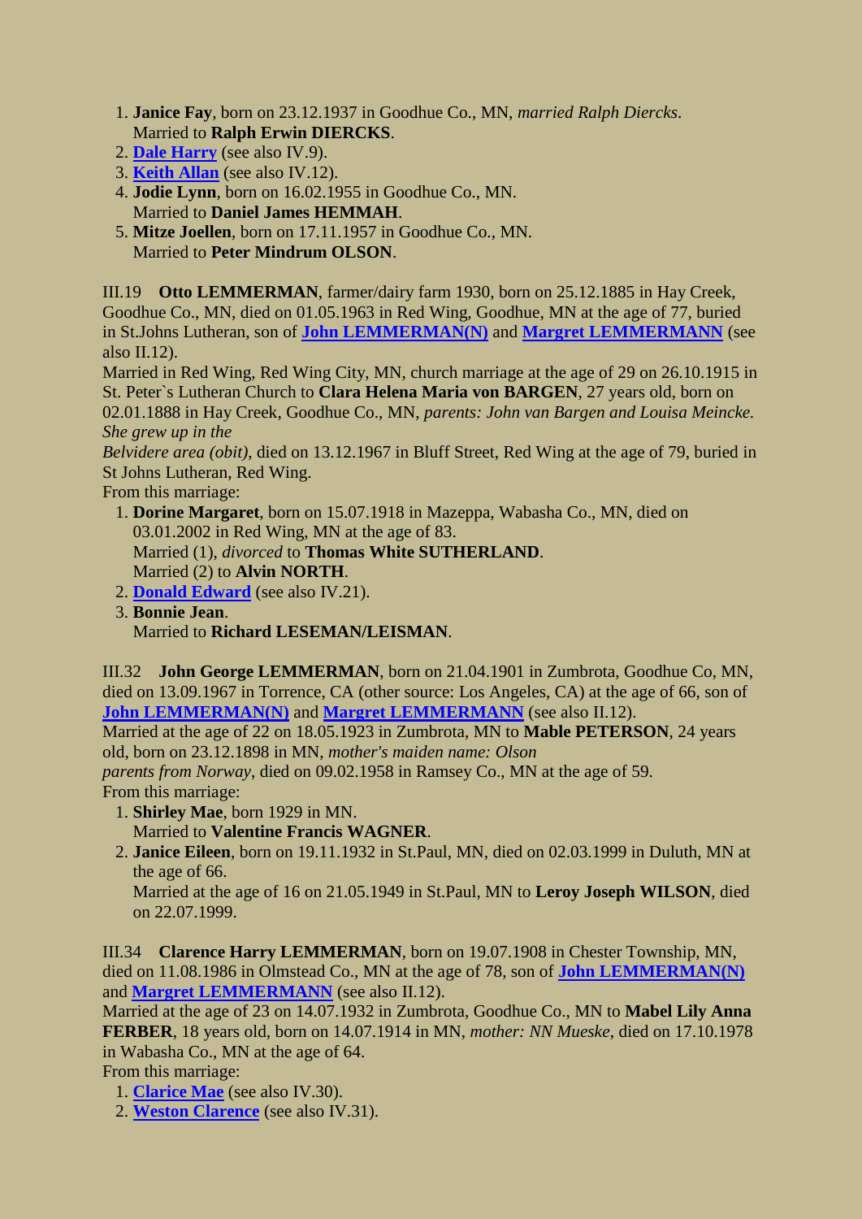1. **Janice Fay**, born on 23.12.1937 in Goodhue Co., MN, *married Ralph Diercks*.
   Married to **Ralph Erwin DIERCKS**.
2. **Dale Harry** (see also IV.9).
3. **Keith Allan** (see also IV.12).
4. **Jodie Lynn**, born on 16.02.1955 in Goodhue Co., MN.
   Married to **Daniel James HEMMAH**.
5. **Mitze Joellen**, born on 17.11.1957 in Goodhue Co., MN.
   Married to **Peter Mindrum OLSON**.

III.19 **Otto LEMMERMAN**, farmer/dairy farm 1930, born on 25.12.1885 in Hay Creek, Goodhue Co., MN, died on 01.05.1963 in Red Wing, Goodhue, MN at the age of 77, buried in St.Johns Lutheran, son of **John LEMMERMAN(N)** and **Margret LEMMERMANN** (see also II.12).
Married in Red Wing, Red Wing City, MN, church marriage at the age of 29 on 26.10.1915 in St. Peter`s Lutheran Church to **Clara Helena Maria von BARGEN**, 27 years old, born on 02.01.1888 in Hay Creek, Goodhue Co., MN, *parents: John van Bargen and Louisa Meincke. She grew up in the Belvidere area (obit)*, died on 13.12.1967 in Bluff Street, Red Wing at the age of 79, buried in St Johns Lutheran, Red Wing.
From this marriage:

1. **Dorine Margaret**, born on 15.07.1918 in Mazeppa, Wabasha Co., MN, died on 03.01.2002 in Red Wing, MN at the age of 83.
   Married (1), *divorced* to **Thomas White SUTHERLAND**.
   Married (2) to **Alvin NORTH**.
2. **Donald Edward** (see also IV.21).
3. **Bonnie Jean**.
   Married to **Richard LESEMAN/LEISMAN**.

III.32 **John George LEMMERMAN**, born on 21.04.1901 in Zumbrota, Goodhue Co, MN, died on 13.09.1967 in Torrence, CA (other source: Los Angeles, CA) at the age of 66, son of **John LEMMERMAN(N)** and **Margret LEMMERMANN** (see also II.12).
Married at the age of 22 on 18.05.1923 in Zumbrota, MN to **Mable PETERSON**, 24 years old, born on 23.12.1898 in MN, *mother's maiden name: Olson parents from Norway*, died on 09.02.1958 in Ramsey Co., MN at the age of 59.
From this marriage:

1. **Shirley Mae**, born 1929 in MN.
   Married to **Valentine Francis WAGNER**.
2. **Janice Eileen**, born on 19.11.1932 in St.Paul, MN, died on 02.03.1999 in Duluth, MN at the age of 66.
   Married at the age of 16 on 21.05.1949 in St.Paul, MN to **Leroy Joseph WILSON**, died on 22.07.1999.

III.34 **Clarence Harry LEMMERMAN**, born on 19.07.1908 in Chester Township, MN, died on 11.08.1986 in Olmstead Co., MN at the age of 78, son of **John LEMMERMAN(N)** and **Margret LEMMERMANN** (see also II.12).
Married at the age of 23 on 14.07.1932 in Zumbrota, Goodhue Co., MN to **Mabel Lily Anna FERBER**, 18 years old, born on 14.07.1914 in MN, *mother: NN Mueske*, died on 17.10.1978 in Wabasha Co., MN at the age of 64.
From this marriage:

1. **Clarice Mae** (see also IV.30).
2. **Weston Clarence** (see also IV.31).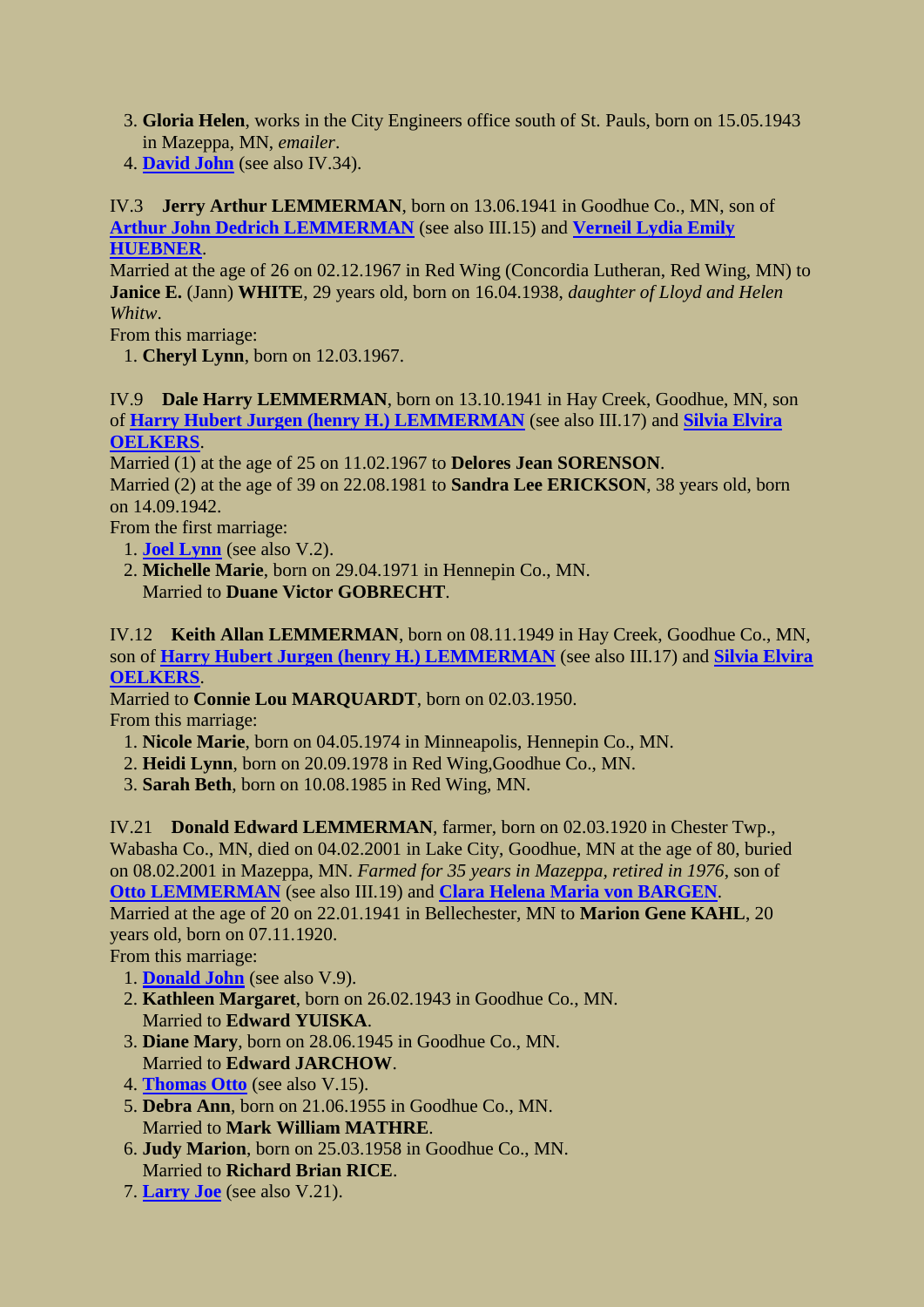3. **Gloria Helen**, works in the City Engineers office south of St. Pauls, born on 15.05.1943 in Mazeppa, MN, *emailer*.
4. **David John** (see also IV.34).

IV.3 **Jerry Arthur LEMMERMAN**, born on 13.06.1941 in Goodhue Co., MN, son of **Arthur John Dedrich LEMMERMAN** (see also III.15) and **Verneil Lydia Emily HUEBNER**.
Married at the age of 26 on 02.12.1967 in Red Wing (Concordia Lutheran, Red Wing, MN) to **Janice E.** (Jann) **WHITE**, 29 years old, born on 16.04.1938, *daughter of Lloyd and Helen Whitw*.
From this marriage:

1. **Cheryl Lynn**, born on 12.03.1967.

IV.9 **Dale Harry LEMMERMAN**, born on 13.10.1941 in Hay Creek, Goodhue, MN, son of **Harry Hubert Jurgen (henry H.) LEMMERMAN** (see also III.17) and **Silvia Elvira OELKERS**.
Married (1) at the age of 25 on 11.02.1967 to **Delores Jean SORENSON**.
Married (2) at the age of 39 on 22.08.1981 to **Sandra Lee ERICKSON**, 38 years old, born on 14.09.1942.
From the first marriage:

1. **Joel Lynn** (see also V.2).
2. **Michelle Marie**, born on 29.04.1971 in Hennepin Co., MN.
   Married to **Duane Victor GOBRECHT**.

IV.12 **Keith Allan LEMMERMAN**, born on 08.11.1949 in Hay Creek, Goodhue Co., MN, son of **Harry Hubert Jurgen (henry H.) LEMMERMAN** (see also III.17) and **Silvia Elvira OELKERS**.
Married to **Connie Lou MARQUARDT**, born on 02.03.1950.
From this marriage:

1. **Nicole Marie**, born on 04.05.1974 in Minneapolis, Hennepin Co., MN.
2. **Heidi Lynn**, born on 20.09.1978 in Red Wing,Goodhue Co., MN.
3. **Sarah Beth**, born on 10.08.1985 in Red Wing, MN.

IV.21 **Donald Edward LEMMERMAN**, farmer, born on 02.03.1920 in Chester Twp., Wabasha Co., MN, died on 04.02.2001 in Lake City, Goodhue, MN at the age of 80, buried on 08.02.2001 in Mazeppa, MN. *Farmed for 35 years in Mazeppa, retired in 1976*, son of **Otto LEMMERMAN** (see also III.19) and **Clara Helena Maria von BARGEN**.
Married at the age of 20 on 22.01.1941 in Bellechester, MN to **Marion Gene KAHL**, 20 years old, born on 07.11.1920.
From this marriage:

1. **Donald John** (see also V.9).
2. **Kathleen Margaret**, born on 26.02.1943 in Goodhue Co., MN.
   Married to **Edward YUISKA**.
3. **Diane Mary**, born on 28.06.1945 in Goodhue Co., MN.
   Married to **Edward JARCHOW**.
4. **Thomas Otto** (see also V.15).
5. **Debra Ann**, born on 21.06.1955 in Goodhue Co., MN.
   Married to **Mark William MATHRE**.
6. **Judy Marion**, born on 25.03.1958 in Goodhue Co., MN.
   Married to **Richard Brian RICE**.
7. **Larry Joe** (see also V.21).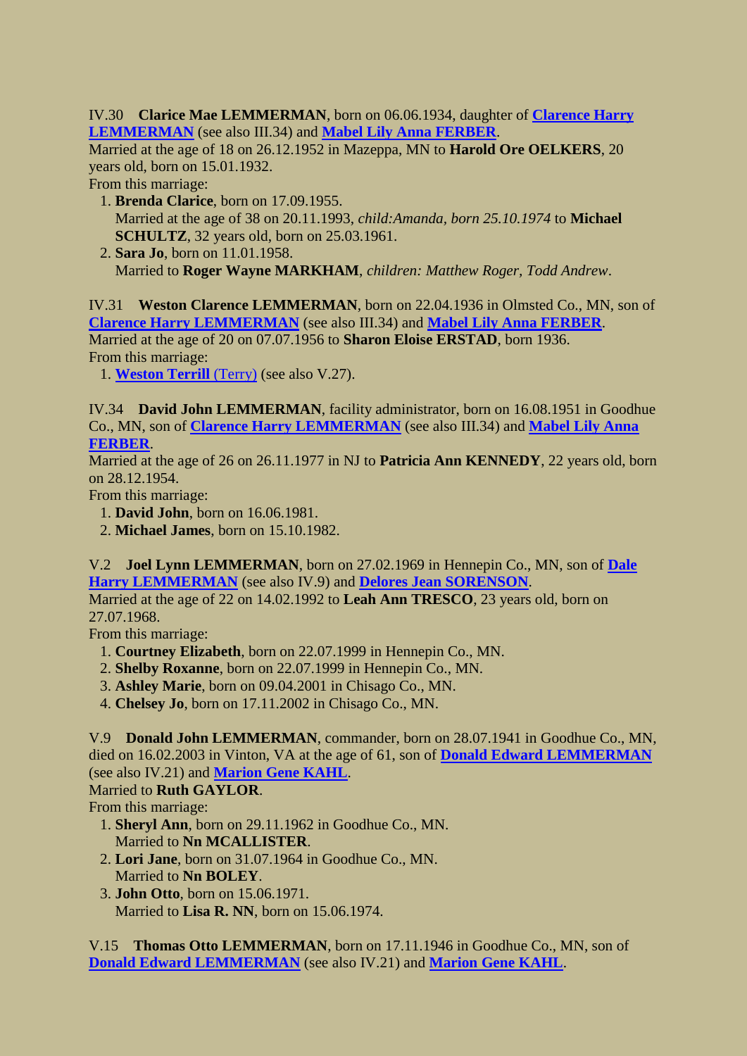IV.30 **Clarice Mae LEMMERMAN**, born on 06.06.1934, daughter of **Clarence Harry LEMMERMAN** (see also III.34) and **Mabel Lily Anna FERBER**.
Married at the age of 18 on 26.12.1952 in Mazeppa, MN to **Harold Ore OELKERS**, 20 years old, born on 15.01.1932.
From this marriage:

1. **Brenda Clarice**, born on 17.09.1955.
   Married at the age of 38 on 20.11.1993, *child:Amanda, born 25.10.1974* to **Michael SCHULTZ**, 32 years old, born on 25.03.1961.
2. **Sara Jo**, born on 11.01.1958.
   Married to **Roger Wayne MARKHAM**, *children: Matthew Roger, Todd Andrew*.

IV.31 **Weston Clarence LEMMERMAN**, born on 22.04.1936 in Olmsted Co., MN, son of **Clarence Harry LEMMERMAN** (see also III.34) and **Mabel Lily Anna FERBER**.
Married at the age of 20 on 07.07.1956 to **Sharon Eloise ERSTAD**, born 1936.
From this marriage:

1. **Weston Terrill** (Terry) (see also V.27).

IV.34 **David John LEMMERMAN**, facility administrator, born on 16.08.1951 in Goodhue Co., MN, son of **Clarence Harry LEMMERMAN** (see also III.34) and **Mabel Lily Anna FERBER**.
Married at the age of 26 on 26.11.1977 in NJ to **Patricia Ann KENNEDY**, 22 years old, born on 28.12.1954.
From this marriage:

1. **David John**, born on 16.06.1981.
2. **Michael James**, born on 15.10.1982.

V.2 **Joel Lynn LEMMERMAN**, born on 27.02.1969 in Hennepin Co., MN, son of **Dale Harry LEMMERMAN** (see also IV.9) and **Delores Jean SORENSON**.
Married at the age of 22 on 14.02.1992 to **Leah Ann TRESCO**, 23 years old, born on 27.07.1968.
From this marriage:

1. **Courtney Elizabeth**, born on 22.07.1999 in Hennepin Co., MN.
2. **Shelby Roxanne**, born on 22.07.1999 in Hennepin Co., MN.
3. **Ashley Marie**, born on 09.04.2001 in Chisago Co., MN.
4. **Chelsey Jo**, born on 17.11.2002 in Chisago Co., MN.

V.9 **Donald John LEMMERMAN**, commander, born on 28.07.1941 in Goodhue Co., MN, died on 16.02.2003 in Vinton, VA at the age of 61, son of **Donald Edward LEMMERMAN** (see also IV.21) and **Marion Gene KAHL**.
Married to **Ruth GAYLOR**.
From this marriage:

1. **Sheryl Ann**, born on 29.11.1962 in Goodhue Co., MN.
   Married to **Nn MCALLISTER**.
2. **Lori Jane**, born on 31.07.1964 in Goodhue Co., MN.
   Married to **Nn BOLEY**.
3. **John Otto**, born on 15.06.1971.
   Married to **Lisa R. NN**, born on 15.06.1974.

V.15 **Thomas Otto LEMMERMAN**, born on 17.11.1946 in Goodhue Co., MN, son of **Donald Edward LEMMERMAN** (see also IV.21) and **Marion Gene KAHL**.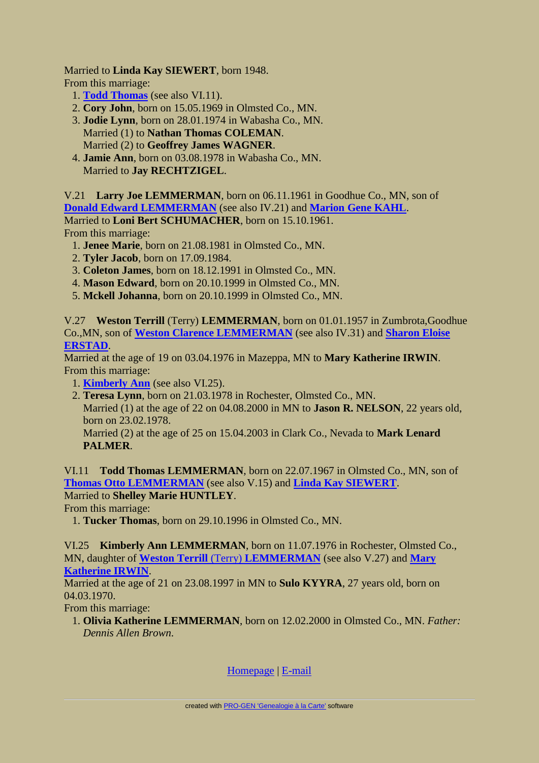Married to **Linda Kay SIEWERT**, born 1948.
From this marriage:

1. **Todd Thomas** (see also VI.11).
2. **Cory John**, born on 15.05.1969 in Olmsted Co., MN.
3. **Jodie Lynn**, born on 28.01.1974 in Wabasha Co., MN.
   Married (1) to **Nathan Thomas COLEMAN**.
   Married (2) to **Geoffrey James WAGNER**.
4. **Jamie Ann**, born on 03.08.1978 in Wabasha Co., MN.
   Married to **Jay RECHTZIGEL**.

V.21 **Larry Joe LEMMERMAN**, born on 06.11.1961 in Goodhue Co., MN, son of **Donald Edward LEMMERMAN** (see also IV.21) and **Marion Gene KAHL**.
Married to **Loni Bert SCHUMACHER**, born on 15.10.1961.
From this marriage:

1. **Jenee Marie**, born on 21.08.1981 in Olmsted Co., MN.
2. **Tyler Jacob**, born on 17.09.1984.
3. **Coleton James**, born on 18.12.1991 in Olmsted Co., MN.
4. **Mason Edward**, born on 20.10.1999 in Olmsted Co., MN.
5. **Mckell Johanna**, born on 20.10.1999 in Olmsted Co., MN.

V.27 **Weston Terrill** (Terry) **LEMMERMAN**, born on 01.01.1957 in Zumbrota,Goodhue Co.,MN, son of **Weston Clarence LEMMERMAN** (see also IV.31) and **Sharon Eloise ERSTAD**.
Married at the age of 19 on 03.04.1976 in Mazeppa, MN to **Mary Katherine IRWIN**.
From this marriage:

1. **Kimberly Ann** (see also VI.25).
2. **Teresa Lynn**, born on 21.03.1978 in Rochester, Olmsted Co., MN.
   Married (1) at the age of 22 on 04.08.2000 in MN to **Jason R. NELSON**, 22 years old, born on 23.02.1978.
   Married (2) at the age of 25 on 15.04.2003 in Clark Co., Nevada to **Mark Lenard PALMER**.

VI.11 **Todd Thomas LEMMERMAN**, born on 22.07.1967 in Olmsted Co., MN, son of **Thomas Otto LEMMERMAN** (see also V.15) and **Linda Kay SIEWERT**.
Married to **Shelley Marie HUNTLEY**.
From this marriage:

1. **Tucker Thomas**, born on 29.10.1996 in Olmsted Co., MN.

VI.25 **Kimberly Ann LEMMERMAN**, born on 11.07.1976 in Rochester, Olmsted Co., MN, daughter of **Weston Terrill** (Terry) **LEMMERMAN** (see also V.27) and **Mary Katherine IRWIN**.
Married at the age of 21 on 23.08.1997 in MN to **Sulo KYYRA**, 27 years old, born on 04.03.1970.
From this marriage:

1. **Olivia Katherine LEMMERMAN**, born on 12.02.2000 in Olmsted Co., MN. *Father: Dennis Allen Brown.*

Homepage | E-mail

created with PRO-GEN 'Genealogie à la Carte' software